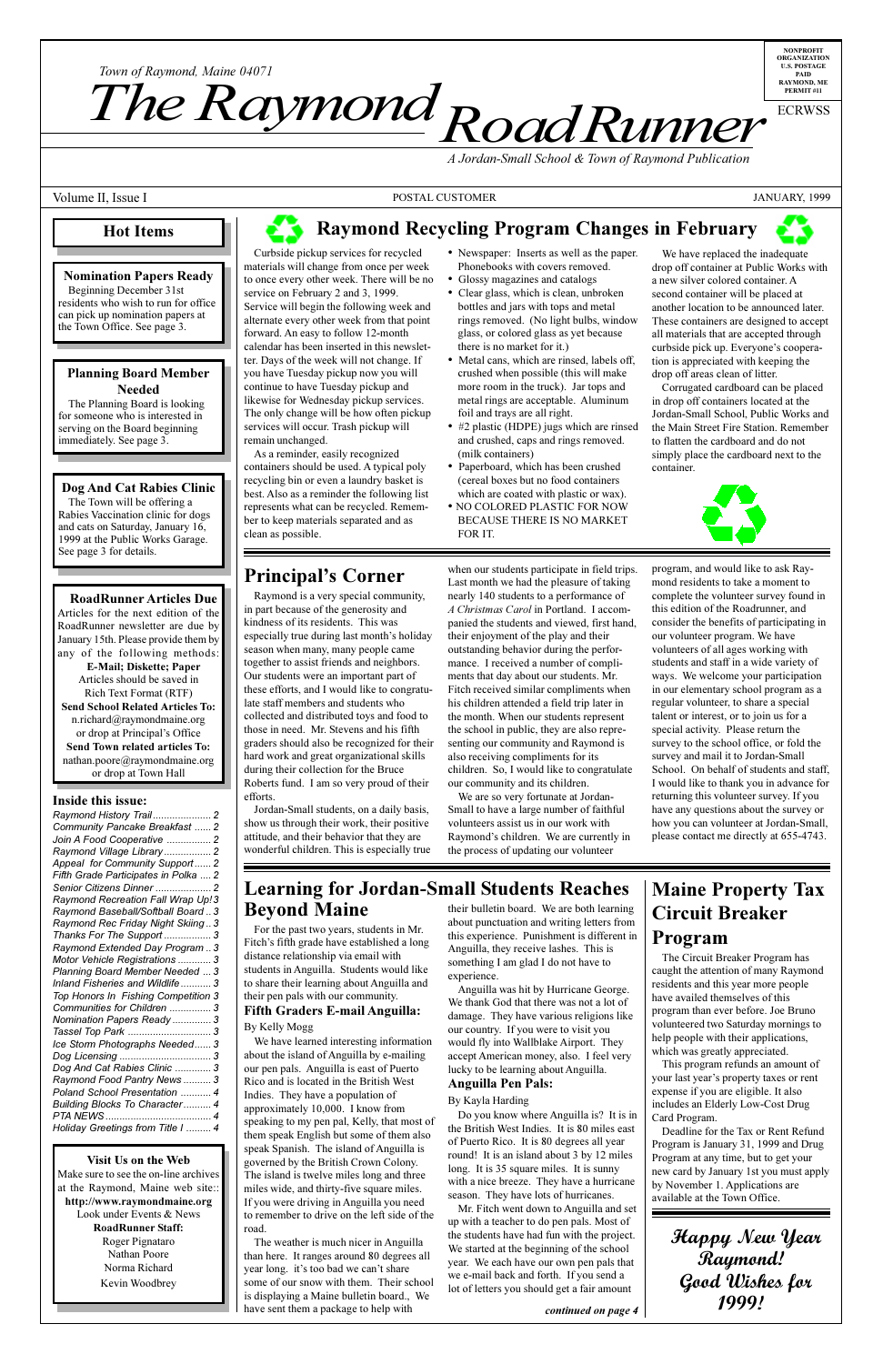Town of Raymond, Maine 04071

# The Raymond RoadRunner

*A Jordan-Small School & Town of Raymond Publication*

NONPROFIT ORGANIZATION U.S. POSTAGE PAID RAYMOND, ME PERMIT #11

ECRWSS

Volume II, Issue I — POSTAL CUSTOMER — JANUARY, 1999

## Hot Items

**Nomination Papers Ready**

Beginning December 31st residents who wish to run for office can pick up nomination papers at the Town Office. See page 3.

**Planning Board Member Needed**

The Planning Board is looking for someone who is interested in serving on the Board beginning immediately. See page 3.

**Dog And Cat Rabies Clinic**

The Town will be offering a Rabies Vaccination clinic for dogs and cats on Saturday, January 16, 1999 at the Public Works Garage. See page 3 for details.

**RoadRunner Articles Due**

Articles for the next edition of the RoadRunner newsletter are due by January 15th. Please provide them by any of the following methods:

**E-Mail; Diskette; Paper**
Articles should be saved in Rich Text Format (RTF)

**Send School Related Articles To:**
n.richard@raymondmaine.org
or drop at Principal's Office

**Send Town related articles To:**
nathan.poore@raymondmaine.org
or drop at Town Hall

**Inside this issue:**

- *Raymond History Trail* ..... 2
- *Community Pancake Breakfast* ..... 2
- *Join A Food Cooperative* ..... 2
- *Raymond Village Library* ..... 2
- *Appeal for Community Support* ..... 2
- *Fifth Grade Participates in Polka* ..... 2
- *Senior Citizens Dinner* ..... 2
- *Raymond Recreation Fall Wrap Up!* 3
- *Raymond Baseball/Softball Board* .. 3
- *Raymond Rec Friday Night Skiing* .. 3
- *Thanks For The Support* ..... 3
- *Raymond Extended Day Program* .. 3
- *Motor Vehicle Registrations* ..... 3
- *Planning Board Member Needed* ... 3
- *Inland Fisheries and Wildlife* ..... 3
- *Top Honors In Fishing Competition* 3
- *Communities for Children* ..... 3
- *Nomination Papers Ready* ..... 3
- *Tassel Top Park* ..... 3
- *Ice Storm Photographs Needed* ..... 3
- *Dog Licensing* ..... 3
- *Dog And Cat Rabies Clinic* ..... 3
- *Raymond Food Pantry News* ..... 3
- *Poland School Presentation* ..... 4
- *Building Blocks To Character* ..... 4
- *PTA NEWS* ..... 4
- *Holiday Greetings from Title I* ..... 4

**Visit Us on the Web**

Make sure to see the on-line archives at the Raymond, Maine web site:: **http://www.raymondmaine.org** Look under Events & News

**RoadRunner Staff:**
Roger Pignataro
Nathan Poore
Norma Richard
Kevin Woodbrey

## Raymond Recycling Program Changes in February

Curbside pickup services for recycled materials will change from once per week to once every other week. There will be no service on February 2 and 3, 1999. Service will begin the following week and alternate every other week from that point forward. An easy to follow 12-month calendar has been inserted in this newsletter. Days of the week will not change. If you have Tuesday pickup now you will continue to have Tuesday pickup and likewise for Wednesday pickup services. The only change will be how often pickup services will occur. Trash pickup will remain unchanged.

As a reminder, easily recognized containers should be used. A typical poly recycling bin or even a laundry basket is best. Also as a reminder the following list represents what can be recycled. Remember to keep materials separated and as clean as possible.

- Newspaper: Inserts as well as the paper. Phonebooks with covers removed.
- Glossy magazines and catalogs
- Clear glass, which is clean, unbroken bottles and jars with tops and metal rings removed. (No light bulbs, window glass, or colored glass as yet because there is no market for it.)
- Metal cans, which are rinsed, labels off, crushed when possible (this will make more room in the truck). Jar tops and metal rings are acceptable. Aluminum foil and trays are all right.
- #2 plastic (HDPE) jugs which are rinsed and crushed, caps and rings removed. (milk containers)
- Paperboard, which has been crushed (cereal boxes but no food containers which are coated with plastic or wax).
- NO COLORED PLASTIC FOR NOW BECAUSE THERE IS NO MARKET FOR IT.

We have replaced the inadequate drop off container at Public Works with a new silver colored container. A second container will be placed at another location to be announced later. These containers are designed to accept all materials that are accepted through curbside pick up. Everyone's cooperation is appreciated with keeping the drop off areas clean of litter.

Corrugated cardboard can be placed in drop off containers located at the Jordan-Small School, Public Works and the Main Street Fire Station. Remember to flatten the cardboard and do not simply place the cardboard next to the container.

## Principal's Corner

Raymond is a very special community, in part because of the generosity and kindness of its residents. This was especially true during last month's holiday season when many, many people came together to assist friends and neighbors. Our students were an important part of these efforts, and I would like to congratulate staff members and students who collected and distributed toys and food to those in need. Mr. Stevens and his fifth graders should also be recognized for their hard work and great organizational skills during their collection for the Bruce Roberts fund. I am so very proud of their efforts.

Jordan-Small students, on a daily basis, show us through their work, their positive attitude, and their behavior that they are wonderful children. This is especially true when our students participate in field trips. Last month we had the pleasure of taking nearly 140 students to a performance of *A Christmas Carol* in Portland. I accompanied the students and viewed, first hand, their enjoyment of the play and their outstanding behavior during the performance. I received a number of compliments that day about our students. Mr. Fitch received similar compliments when his children attended a field trip later in the month. When our students represent the school in public, they are also representing our community and Raymond is also receiving compliments for its children. So, I would like to congratulate our community and its children.

We are so very fortunate at Jordan-Small to have a large number of faithful volunteers assist us in our work with Raymond's children. We are currently in the process of updating our volunteer program, and would like to ask Raymond residents to take a moment to complete the volunteer survey found in this edition of the Roadrunner, and consider the benefits of participating in our volunteer program. We have volunteers of all ages working with students and staff in a wide variety of ways. We welcome your participation in our elementary school program as a regular volunteer, to share a special talent or interest, or to join us for a special activity. Please return the survey to the school office, or fold the survey and mail it to Jordan-Small School. On behalf of students and staff, I would like to thank you in advance for returning this volunteer survey. If you have any questions about the survey or how you can volunteer at Jordan-Small, please contact me directly at 655-4743.

## Learning for Jordan-Small Students Reaches Beyond Maine

For the past two years, students in Mr. Fitch's fifth grade have established a long distance relationship via email with students in Anguilla. Students would like to share their learning about Anguilla and their pen pals with our community.

### Fifth Graders E-mail Anguilla:

By Kelly Mogg

We have learned interesting information about the island of Anguilla by e-mailing our pen pals. Anguilla is east of Puerto Rico and is located in the British West Indies. They have a population of approximately 10,000. I know from speaking to my pen pal, Kelly, that most of them speak English but some of them also speak Spanish. The island of Anguilla is governed by the British Crown Colony. The island is twelve miles long and three miles wide, and thirty-five square miles. If you were driving in Anguilla you need to remember to drive on the left side of the road.

The weather is much nicer in Anguilla than here. It ranges around 80 degrees all year long. it's too bad we can't share some of our snow with them. Their school is displaying a Maine bulletin board., We have sent them a package to help with their bulletin board. We are both learning about punctuation and writing letters from this experience. Punishment is different in Anguilla, they receive lashes. This is something I am glad I do not have to experience.

Anguilla was hit by Hurricane George. We thank God that there was not a lot of damage. They have various religions like our country. If you were to visit you would fly into Wallblake Airport. They accept American money, also. I feel very lucky to be learning about Anguilla.

### Anguilla Pen Pals:

By Kayla Harding

Do you know where Anguilla is? It is in the British West Indies. It is 80 miles east of Puerto Rico. It is 80 degrees all year round! It is an island about 3 by 12 miles long. It is 35 square miles. It is sunny with a nice breeze. They have a hurricane season. They have lots of hurricanes.

Mr. Fitch went down to Anguilla and set up with a teacher to do pen pals. Most of the students have had fun with the project. We started at the beginning of the school year. We each have our own pen pals that we e-mail back and forth. If you send a lot of letters you should get a fair amount

*continued on page 4*

## Maine Property Tax Circuit Breaker Program

The Circuit Breaker Program has caught the attention of many Raymond residents and this year more people have availed themselves of this program than ever before. Joe Bruno volunteered two Saturday mornings to help people with their applications, which was greatly appreciated.

This program refunds an amount of your last year's property taxes or rent expense if you are eligible. It also includes an Elderly Low-Cost Drug Card Program.

Deadline for the Tax or Rent Refund Program is January 31, 1999 and Drug Program at any time, but to get your new card by January 1st you must apply by November 1. Applications are available at the Town Office.

**Happy New Year Raymond! Good Wishes for 1999!**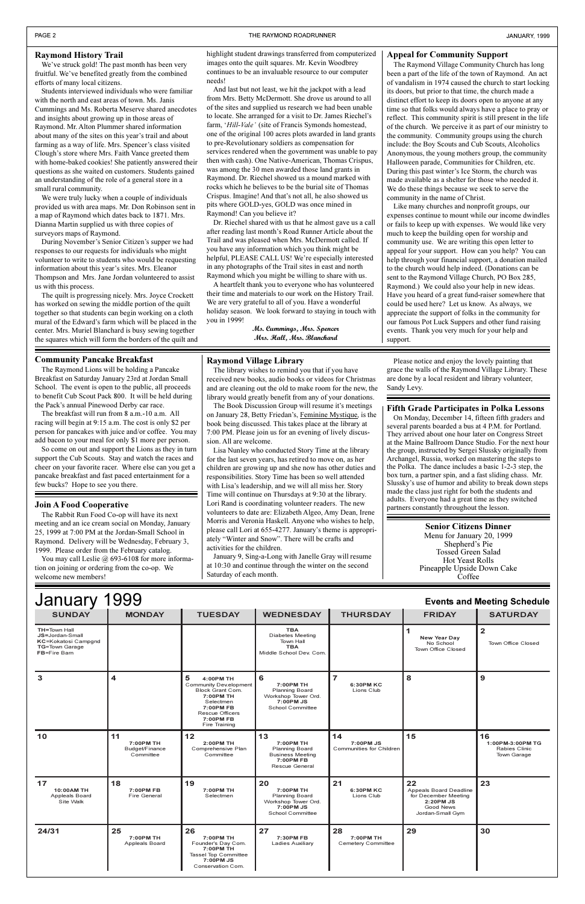## Raymond History Trail

We've struck gold! The past month has been very fruitful. We've benefited greatly from the combined efforts of many local citizens.

Students interviewed individuals who were familiar with the north and east areas of town. Ms. Janis Cummings and Ms. Roberta Meserve shared anecdotes and insights about growing up in those areas of Raymond. Mr. Alton Plummer shared information about many of the sites on this year's trail and about farming as a way of life. Mrs. Spencer's class visited Clough's store where Mrs. Faith Vance greeted them with home-baked cookies! She patiently answered their questions as she waited on customers. Students gained an understanding of the role of a general store in a small rural community.

We were truly lucky when a couple of individuals provided us with area maps. Mr. Don Robinson sent in a map of Raymond which dates back to 1871. Mrs. Dianna Martin supplied us with three copies of surveyors maps of Raymond.

During November's Senior Citizen's supper we had responses to our requests for individuals who might volunteer to write to students who would be requesting information about this year's sites. Mrs. Eleanor Thompson and Mrs. Jane Jordan volunteered to assist us with this process.

The quilt is progressing nicely. Mrs. Joyce Crockett has worked on sewing the middle portion of the quilt together so that students can begin working on a cloth mural of the Edward's farm which will be placed in the center. Mrs. Muriel Blanchard is busy sewing together the squares which will form the borders of the quilt and highlight student drawings transferred from computerized images onto the quilt squares. Mr. Kevin Woodbrey continues to be an invaluable resource to our computer needs!

And last but not least, we hit the jackpot with a lead from Mrs. Betty McDermott. She drove us around to all of the sites and supplied us research we had been unable to locate. She arranged for a visit to Dr. James Riechel's farm, '*Hill-Vale'* (site of Francis Symonds homestead, one of the original 100 acres plots awarded in land grants to pre-Revolutionary soldiers as compensation for services rendered when the government was unable to pay then with cash). One Native-American, Thomas Crispus, was among the 30 men awarded those land grants in Raymond. Dr. Riechel showed us a mound marked with rocks which he believes to be the burial site of Thomas Crispus. Imagine! And that's not all, he also showed us pits where GOLD-yes, GOLD was once mined in Raymond! Can you believe it?

Dr. Riechel shared with us that he almost gave us a call after reading last month's Road Runner Article about the Trail and was pleased when Mrs. McDermott called. If you have any information which you think might be helpful, PLEASE CALL US! We're especially interested in any photographs of the Trail sites in east and north Raymond which you might be willing to share with us.

A heartfelt thank you to everyone who has volunteered their time and materials to our work on the History Trail. We are very grateful to all of you. Have a wonderful holiday season. We look forward to staying in touch with you in 1999!

*Ms. Cummings, Mrs. Spencer*
*Mrs. Hall, Mrs. Blanchard*

## Appeal for Community Support

The Raymond Village Community Church has long been a part of the life of the town of Raymond. An act of vandalism in 1974 caused the church to start locking its doors, but prior to that time, the church made a distinct effort to keep its doors open to anyone at any time so that folks would always have a place to pray or reflect. This community spirit is still present in the life of the church. We perceive it as part of our ministry to the community. Community groups using the church include: the Boy Scouts and Cub Scouts, Alcoholics Anonymous, the young mothers group, the community Halloween parade, Communities for Children, etc. During this past winter's Ice Storm, the church was made available as a shelter for those who needed it. We do these things because we seek to serve the community in the name of Christ.

Like many churches and nonprofit groups, our expenses continue to mount while our income dwindles or fails to keep up with expenses. We would like very much to keep the building open for worship and community use. We are writing this open letter to appeal for your support. How can you help? You can help through your financial support, a donation mailed to the church would help indeed. (Donations can be sent to the Raymond Village Church, PO Box 285, Raymond.) We could also your help in new ideas. Have you heard of a great fund-raiser somewhere that could be used here? Let us know. As always, we appreciate the support of folks in the community for our famous Pot Luck Suppers and other fund raising events. Thank you very much for your help and support.

## Community Pancake Breakfast

The Raymond Lions will be holding a Pancake Breakfast on Saturday January 23rd at Jordan Small School. The event is open to the public, all proceeds to benefit Cub Scout Pack 800. It will be held during the Pack's annual Pinewood Derby car race.

The breakfast will run from 8 a.m.-10 a.m. All racing will begin at 9:15 a.m. The cost is only $2 per person for pancakes with juice and/or coffee. You may add bacon to your meal for only $1 more per person.

So come on out and support the Lions as they in turn support the Cub Scouts. Stay and watch the races and cheer on your favorite racer. Where else can you get a pancake breakfast and fast paced entertainment for a few bucks? Hope to see you there.

## Join A Food Cooperative

The Rabbit Run Food Co-op will have its next meeting and an ice cream social on Monday, January 25, 1999 at 7:00 PM at the Jordan-Small School in Raymond. Delivery will be Wednesday, February 3, 1999. Please order from the February catalog.

You may call Leslie @ 693-6108 for more information on joining or ordering from the co-op. We welcome new members!

## Raymond Village Library

The library wishes to remind you that if you have received new books, audio books or videos for Christmas and are cleaning out the old to make room for the new, the library would greatly benefit from any of your donations.

The Book Discussion Group will resume it's meetings on January 28, Betty Friedan's, Feminine Mystique, is the book being discussed. This takes place at the library at 7:00 PM. Please join us for an evening of lively discussion. All are welcome.

Lisa Nunley who conducted Story Time at the library for the last seven years, has retired to move on, as her children are growing up and she now has other duties and responsibilities. Story Time has been so well attended with Lisa's leadership, and we will all miss her. Story Time will continue on Thursdays at 9:30 at the library. Lori Rand is coordinating volunteer readers. The new volunteers to date are: Elizabeth Algeo, Amy Dean, Irene Morris and Veronia Haskell. Anyone who wishes to help, please call Lori at 655-4277. January's theme is appropriately "Winter and Snow". There will be crafts and activities for the children.

January 9, Sing-a-Long with Janelle Gray will resume at 10:30 and continue through the winter on the second Saturday of each month.

Please notice and enjoy the lovely painting that grace the walls of the Raymond Village Library. These are done by a local resident and library volunteer, Sandy Levy.

## Fifth Grade Participates in Polka Lessons

On Monday, December 14, fifteen fifth graders and several parents boarded a bus at 4 P.M. for Portland. They arrived about one hour later on Congress Street at the Maine Ballroom Dance Studio. For the next hour the group, instructed by Sergei Slussky originally from Archangel, Russia, worked on mastering the steps to the Polka. The dance includes a basic 1-2-3 step, the box turn, a partner spin, and a fast sliding chass. Mr. Slussky's use of humor and ability to break down steps made the class just right for both the students and adults. Everyone had a great time as they switched partners constantly throughout the lesson.

### Senior Citizens Dinner

Menu for January 20, 1999
Shepherd's Pie
Tossed Green Salad
Hot Yeast Rolls
Pineapple Upside Down Cake
Coffee

# January 1999

## Events and Meeting Schedule

| SUNDAY | MONDAY | TUESDAY | WEDNESDAY | THURSDAY | FRIDAY | SATURDAY |
|---|---|---|---|---|---|---|
| **TH**=Town Hall<br>**JS**=Jordan-Small<br>**KC**=Kokatosi Campgnd<br>**TG**=Town Garage<br>**FB**=Fire Barn | | | **TBA** Diabetes Meeting Town Hall<br>**TBA** Middle School Dev. Com. | | **1** **New Year Day** No School Town Office Closed | **2** Town Office Closed |
| **3** | **4** | **5** **4:00PM TH** Community Dev.elopment Block Grant Com.<br>**7:00PM TH** Selectmen<br>**7:00PM FB** Rescue Officers<br>**7:00PM FB** Fire Training | **6** **7:00PM TH** Planning Board Workshop Tower Ord.<br>**7:00PM JS** School Committee | **7** **6:30PM KC** Lions Club | **8** | **9** |
| **10** | **11** **7:00PM TH** Budget/Finance Committee | **12** **2:00PM TH** Comprehensive Plan Committee | **13** **7:00PM TH** Planning Board Business Meeting<br>**7:00PM FB** Rescue General | **14** **7:00PM JS** Communities for Children | **15** | **16** **1:00PM-3:00PM TG** Rabies Clinic Town Garage |
| **17** **10:00AM TH** Appleals Board Site Walk | **18** **7:00PM FB** Fire General | **19** **7:00PM TH** Selectmen | **20** **7:00PM TH** Planning Board Workshop Tower Ord.<br>**7:00PM JS** School Committee | **21** **6:30PM KC** Lions Club | **22** Appeals Board Deadline for December Meeting<br>**2:20PM JS** Good News Jordan-Small Gym | **23** |
| **24/31** | **25** **7:00PM TH** Appleals Board | **26** **7:00PM TH** Founder's Day Com.<br>**7:00PM TH** Tassel Top Committee<br>**7:00PM JS** Conservation Com. | **27** **7:30PM FB** Ladies Auxiliary | **28** **7:00PM TH** Cemetery Committee | **29** | **30** |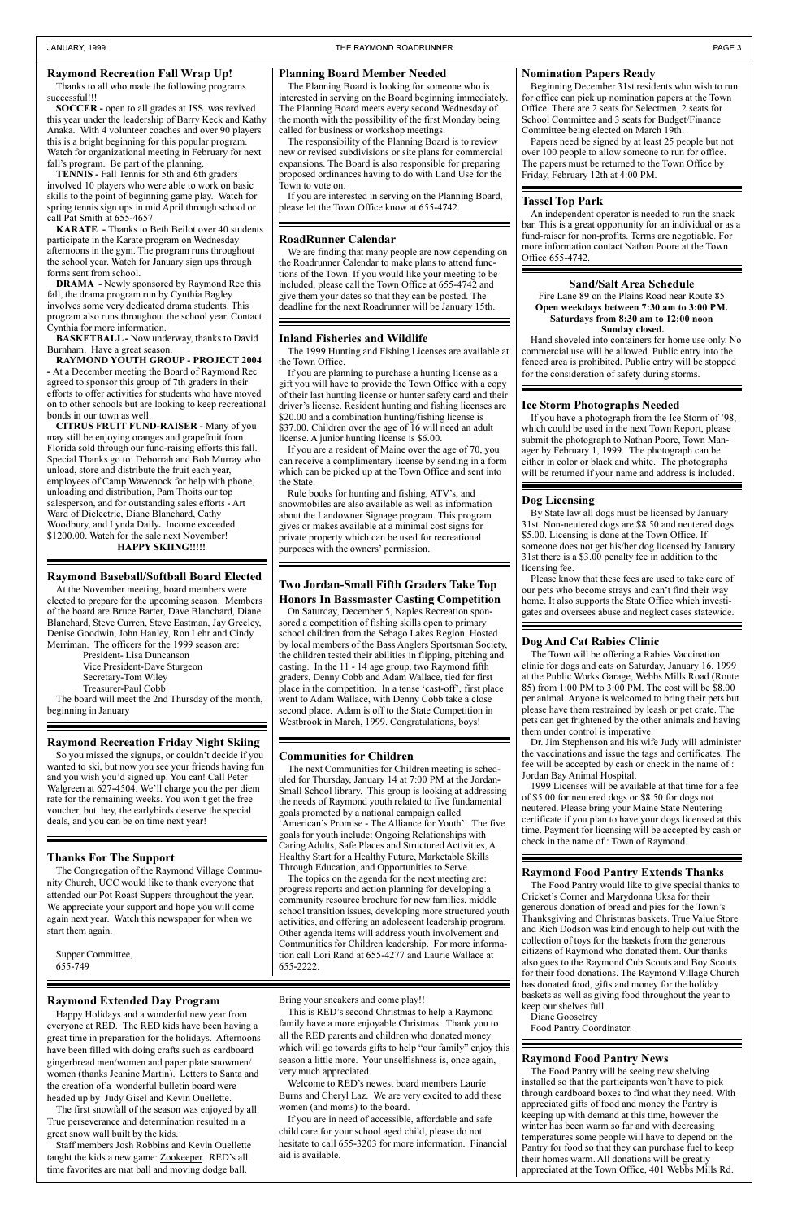## Raymond Recreation Fall Wrap Up!

Thanks to all who made the following programs successful!!!

**SOCCER -** open to all grades at JSS was revived this year under the leadership of Barry Keck and Kathy Anaka. With 4 volunteer coaches and over 90 players this is a bright beginning for this popular program. Watch for organizational meeting in February for next fall's program. Be part of the planning.

**TENNIS -** Fall Tennis for 5th and 6th graders involved 10 players who were able to work on basic skills to the point of beginning game play. Watch for spring tennis sign ups in mid April through school or call Pat Smith at 655-4657

**KARATE -** Thanks to Beth Beilot over 40 students participate in the Karate program on Wednesday afternoons in the gym. The program runs throughout the school year. Watch for January sign ups through forms sent from school.

**DRAMA -** Newly sponsored by Raymond Rec this fall, the drama program run by Cynthia Bagley involves some very dedicated drama students. This program also runs throughout the school year. Contact Cynthia for more information.

**BASKETBALL -** Now underway, thanks to David Burnham. Have a great season.

**RAYMOND YOUTH GROUP - PROJECT 2004 -** At a December meeting the Board of Raymond Rec agreed to sponsor this group of 7th graders in their efforts to offer activities for students who have moved on to other schools but are looking to keep recreational bonds in our town as well.

**CITRUS FRUIT FUND-RAISER -** Many of you may still be enjoying oranges and grapefruit from Florida sold through our fund-raising efforts this fall. Special Thanks go to: Deborrah and Bob Murray who unload, store and distribute the fruit each year, employees of Camp Wawenock for help with phone, unloading and distribution, Pam Thoits our top salesperson, and for outstanding sales efforts - Art Ward of Dielectric, Diane Blanchard, Cathy Woodbury, and Lynda Daily. Income exceeded $1200.00. Watch for the sale next November!

**HAPPY SKIING!!!!!**

## Raymond Baseball/Softball Board Elected

At the November meeting, board members were elected to prepare for the upcoming season. Members of the board are Bruce Barter, Dave Blanchard, Diane Blanchard, Steve Curren, Steve Eastman, Jay Greeley, Denise Goodwin, John Hanley, Ron Lehr and Cindy Merriman. The officers for the 1999 season are:

President- Lisa Duncanson
Vice President-Dave Sturgeon
Secretary-Tom Wiley
Treasurer-Paul Cobb

The board will meet the 2nd Thursday of the month, beginning in January

## Raymond Recreation Friday Night Skiing

So you missed the signups, or couldn't decide if you wanted to ski, but now you see your friends having fun and you wish you'd signed up. You can! Call Peter Walgreen at 627-4504. We'll charge you the per diem rate for the remaining weeks. You won't get the free voucher, but hey, the earlybirds deserve the special deals, and you can be on time next year!

## Thanks For The Support

The Congregation of the Raymond Village Community Church, UCC would like to thank everyone that attended our Pot Roast Suppers throughout the year. We appreciate your support and hope you will come again next year. Watch this newspaper for when we start them again.

Supper Committee,
655-749

## Planning Board Member Needed

The Planning Board is looking for someone who is interested in serving on the Board beginning immediately. The Planning Board meets every second Wednesday of the month with the possibility of the first Monday being called for business or workshop meetings.

The responsibility of the Planning Board is to review new or revised subdivisions or site plans for commercial expansions. The Board is also responsible for preparing proposed ordinances having to do with Land Use for the Town to vote on.

If you are interested in serving on the Planning Board, please let the Town Office know at 655-4742.

## RoadRunner Calendar

We are finding that many people are now depending on the Roadrunner Calendar to make plans to attend functions of the Town. If you would like your meeting to be included, please call the Town Office at 655-4742 and give them your dates so that they can be posted. The deadline for the next Roadrunner will be January 15th.

## Inland Fisheries and Wildlife

The 1999 Hunting and Fishing Licenses are available at the Town Office.

If you are planning to purchase a hunting license as a gift you will have to provide the Town Office with a copy of their last hunting license or hunter safety card and their driver's license. Resident hunting and fishing licenses are $20.00 and a combination hunting/fishing license is $37.00. Children over the age of 16 will need an adult license. A junior hunting license is $6.00.

If you are a resident of Maine over the age of 70, you can receive a complimentary license by sending in a form which can be picked up at the Town Office and sent into the State.

Rule books for hunting and fishing, ATV's, and snowmobiles are also available as well as information about the Landowner Signage program. This program gives or makes available at a minimal cost signs for private property which can be used for recreational purposes with the owners' permission.

## Two Jordan-Small Fifth Graders Take Top Honors In Bassmaster Casting Competition

On Saturday, December 5, Naples Recreation sponsored a competition of fishing skills open to primary school children from the Sebago Lakes Region. Hosted by local members of the Bass Anglers Sportsman Society, the children tested their abilities in flipping, pitching and casting. In the 11 - 14 age group, two Raymond fifth graders, Denny Cobb and Adam Wallace, tied for first place in the competition. In a tense 'cast-off', first place went to Adam Wallace, with Denny Cobb take a close second place. Adam is off to the State Competition in Westbrook in March, 1999. Congratulations, boys!

## Communities for Children

The next Communities for Children meeting is scheduled for Thursday, January 14 at 7:00 PM at the Jordan-Small School library. This group is looking at addressing the needs of Raymond youth related to five fundamental goals promoted by a national campaign called 'American's Promise - The Alliance for Youth'. The five goals for youth include: Ongoing Relationships with Caring Adults, Safe Places and Structured Activities, A Healthy Start for a Healthy Future, Marketable Skills Through Education, and Opportunities to Serve.

The topics on the agenda for the next meeting are: progress reports and action planning for developing a community resource brochure for new families, middle school transition issues, developing more structured youth activities, and offering an adolescent leadership program. Other agenda items will address youth involvement and Communities for Children leadership. For more information call Lori Rand at 655-4277 and Laurie Wallace at 655-2222.

## Nomination Papers Ready

Beginning December 31st residents who wish to run for office can pick up nomination papers at the Town Office. There are 2 seats for Selectmen, 2 seats for School Committee and 3 seats for Budget/Finance Committee being elected on March 19th.

Papers need be signed by at least 25 people but not over 100 people to allow someone to run for office. The papers must be returned to the Town Office by Friday, February 12th at 4:00 PM.

## Tassel Top Park

An independent operator is needed to run the snack bar. This is a great opportunity for an individual or as a fund-raiser for non-profits. Terms are negotiable. For more information contact Nathan Poore at the Town Office 655-4742.

## Sand/Salt Area Schedule

Fire Lane 89 on the Plains Road near Route 85
**Open weekdays between 7:30 am to 3:00 PM.**
**Saturdays from 8:30 am to 12:00 noon**
**Sunday closed.**

Hand shoveled into containers for home use only. No commercial use will be allowed. Public entry into the fenced area is prohibited. Public entry will be stopped for the consideration of safety during storms.

## Ice Storm Photographs Needed

If you have a photograph from the Ice Storm of '98, which could be used in the next Town Report, please submit the photograph to Nathan Poore, Town Manager by February 1, 1999. The photograph can be either in color or black and white. The photographs will be returned if your name and address is included.

## Dog Licensing

By State law all dogs must be licensed by January 31st. Non-neutered dogs are $8.50 and neutered dogs $5.00. Licensing is done at the Town Office. If someone does not get his/her dog licensed by January 31st there is a $3.00 penalty fee in addition to the licensing fee.

Please know that these fees are used to take care of our pets who become strays and can't find their way home. It also supports the State Office which investigates and oversees abuse and neglect cases statewide.

## Dog And Cat Rabies Clinic

The Town will be offering a Rabies Vaccination clinic for dogs and cats on Saturday, January 16, 1999 at the Public Works Garage, Webbs Mills Road (Route 85) from 1:00 PM to 3:00 PM. The cost will be $8.00 per animal. Anyone is welcomed to bring their pets but please have them restrained by leash or pet crate. The pets can get frightened by the other animals and having them under control is imperative.

Dr. Jim Stephenson and his wife Judy will administer the vaccinations and issue the tags and certificates. The fee will be accepted by cash or check in the name of : Jordan Bay Animal Hospital.

1999 Licenses will be available at that time for a fee of $5.00 for neutered dogs or $8.50 for dogs not neutered. Please bring your Maine State Neutering certificate if you plan to have your dogs licensed at this time. Payment for licensing will be accepted by cash or check in the name of : Town of Raymond.

## Raymond Food Pantry Extends Thanks

The Food Pantry would like to give special thanks to Cricket's Corner and Marydonna Uksa for their generous donation of bread and pies for the Town's Thanksgiving and Christmas baskets. True Value Store and Rich Dodson was kind enough to help out with the collection of toys for the baskets from the generous citizens of Raymond who donated them. Our thanks also goes to the Raymond Cub Scouts and Boy Scouts for their food donations. The Raymond Village Church has donated food, gifts and money for the holiday baskets as well as giving food throughout the year to keep our shelves full.

Diane Goosetrey
Food Pantry Coordinator.

## Raymond Food Pantry News

The Food Pantry will be seeing new shelving installed so that the participants won't have to pick through cardboard boxes to find what they need. With appreciated gifts of food and money the Pantry is keeping up with demand at this time, however the winter has been warm so far and with decreasing temperatures some people will have to depend on the Pantry for food so that they can purchase fuel to keep their homes warm. All donations will be greatly appreciated at the Town Office, 401 Webbs Mills Rd.

## Raymond Extended Day Program

Happy Holidays and a wonderful new year from everyone at RED. The RED kids have been having a great time in preparation for the holidays. Afternoons have been filled with doing crafts such as cardboard gingerbread men/women and paper plate snowmen/women (thanks Jeanine Martin). Letters to Santa and the creation of a wonderful bulletin board were headed up by Judy Gisel and Kevin Ouellette.

The first snowfall of the season was enjoyed by all. True perseverance and determination resulted in a great snow wall built by the kids.

Staff members Josh Robbins and Kevin Ouellette taught the kids a new game: Zookeeper. RED's all time favorites are mat ball and moving dodge ball. Bring your sneakers and come play!!

This is RED's second Christmas to help a Raymond family have a more enjoyable Christmas. Thank you to all the RED parents and children who donated money which will go towards gifts to help "our family" enjoy this season a little more. Your unselfishness is, once again, very much appreciated.

Welcome to RED's newest board members Laurie Burns and Cheryl Laz. We are very excited to add these women (and moms) to the board.

If you are in need of accessible, affordable and safe child care for your school aged child, please do not hesitate to call 655-3203 for more information. Financial aid is available.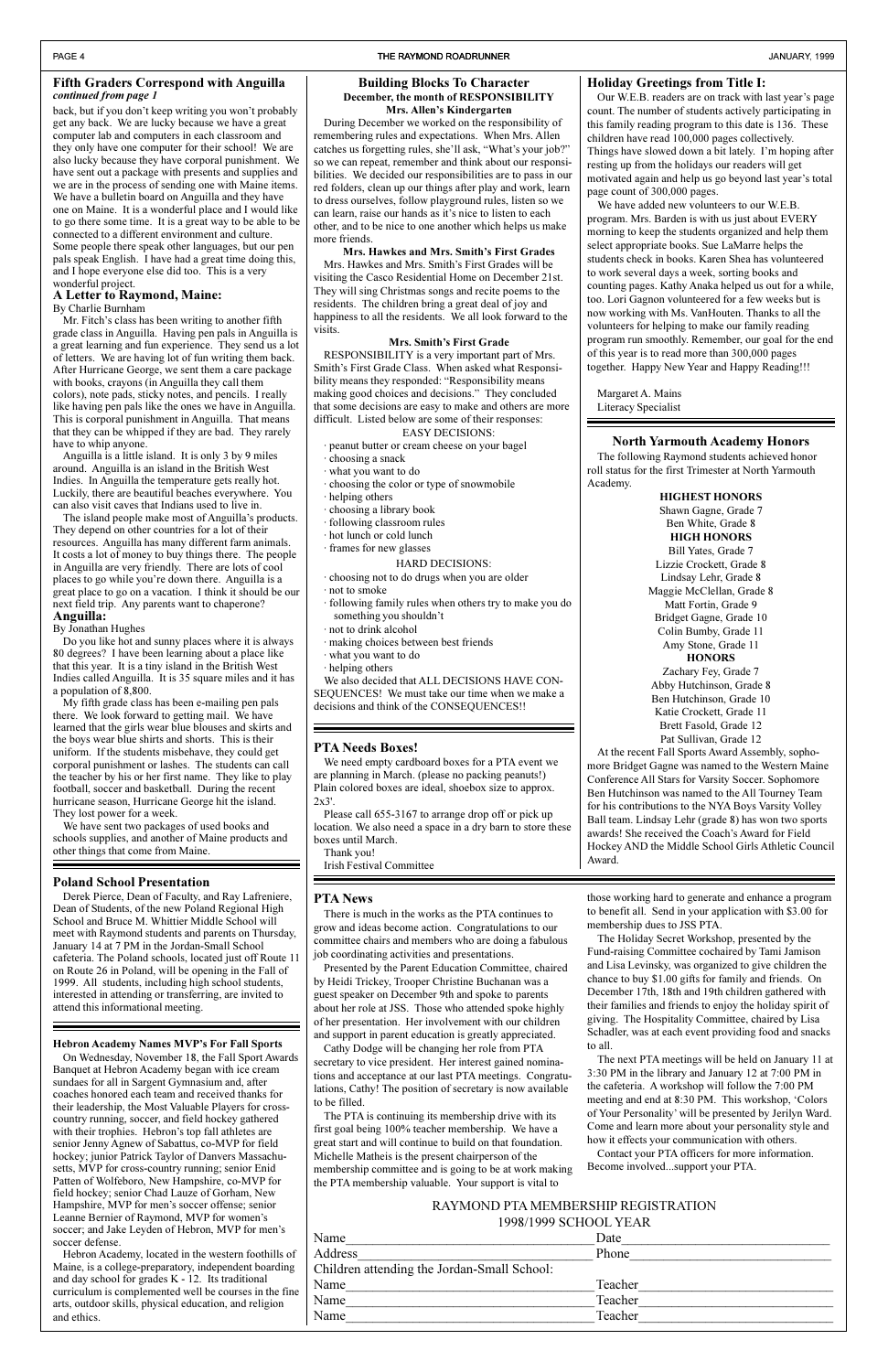## Fifth Graders Correspond with Anguilla
*continued from page 1*

back, but if you don't keep writing you won't probably get any back. We are lucky because we have a great computer lab and computers in each classroom and they only have one computer for their school! We are also lucky because they have corporal punishment. We have sent out a package with presents and supplies and we are in the process of sending one with Maine items. We have a bulletin board on Anguilla and they have one on Maine. It is a wonderful place and I would like to go there some time. It is a great way to be able to be connected to a different environment and culture. Some people there speak other languages, but our pen pals speak English. I have had a great time doing this, and I hope everyone else did too. This is a very wonderful project.

### A Letter to Raymond, Maine:

By Charlie Burnham

Mr. Fitch's class has been writing to another fifth grade class in Anguilla. Having pen pals in Anguilla is a great learning and fun experience. They send us a lot of letters. We are having lot of fun writing them back. After Hurricane George, we sent them a care package with books, crayons (in Anguilla they call them colors), note pads, sticky notes, and pencils. I really like having pen pals like the ones we have in Anguilla. This is corporal punishment in Anguilla. That means that they can be whipped if they are bad. They rarely have to whip anyone.

Anguilla is a little island. It is only 3 by 9 miles around. Anguilla is an island in the British West Indies. In Anguilla the temperature gets really hot. Luckily, there are beautiful beaches everywhere. You can also visit caves that Indians used to live in.

The island people make most of Anguilla's products. They depend on other countries for a lot of their resources. Anguilla has many different farm animals. It costs a lot of money to buy things there. The people in Anguilla are very friendly. There are lots of cool places to go while you're down there. Anguilla is a great place to go on a vacation. I think it should be our next field trip. Any parents want to chaperone?

### Anguilla:

By Jonathan Hughes

Do you like hot and sunny places where it is always 80 degrees? I have been learning about a place like that this year. It is a tiny island in the British West Indies called Anguilla. It is 35 square miles and it has a population of 8,800.

My fifth grade class has been e-mailing pen pals there. We look forward to getting mail. We have learned that the girls wear blue blouses and skirts and the boys wear blue shirts and shorts. This is their uniform. If the students misbehave, they could get corporal punishment or lashes. The students can call the teacher by his or her first name. They like to play football, soccer and basketball. During the recent hurricane season, Hurricane George hit the island. They lost power for a week.

We have sent two packages of used books and schools supplies, and another of Maine products and other things that come from Maine.

## Poland School Presentation

Derek Pierce, Dean of Faculty, and Ray Lafreniere, Dean of Students, of the new Poland Regional High School and Bruce M. Whittier Middle School will meet with Raymond students and parents on Thursday, January 14 at 7 PM in the Jordan-Small School cafeteria. The Poland schools, located just off Route 11 on Route 26 in Poland, will be opening in the Fall of 1999. All students, including high school students, interested in attending or transferring, are invited to attend this informational meeting.

### Hebron Academy Names MVP's For Fall Sports

On Wednesday, November 18, the Fall Sport Awards Banquet at Hebron Academy began with ice cream sundaes for all in Sargent Gymnasium and, after coaches honored each team and received thanks for their leadership, the Most Valuable Players for cross-country running, soccer, and field hockey gathered with their trophies. Hebron's top fall athletes are senior Jenny Agnew of Sabattus, co-MVP for field hockey; junior Patrick Taylor of Danvers Massachusetts, MVP for cross-country running; senior Enid Patten of Wolfeboro, New Hampshire, co-MVP for field hockey; senior Chad Lauze of Gorham, New Hampshire, MVP for men's soccer offense; senior Leanne Bernier of Raymond, MVP for women's soccer; and Jake Leyden of Hebron, MVP for men's soccer defense.

Hebron Academy, located in the western foothills of Maine, is a college-preparatory, independent boarding and day school for grades K - 12. Its traditional curriculum is complemented well be courses in the fine arts, outdoor skills, physical education, and religion and ethics.

## Building Blocks To Character

**December, the month of RESPONSIBILITY**

**Mrs. Allen's Kindergarten**

During December we worked on the responsibility of remembering rules and expectations. When Mrs. Allen catches us forgetting rules, she'll ask, "What's your job?" so we can repeat, remember and think about our responsibilities. We decided our responsibilities are to pass in our red folders, clean up our things after play and work, learn to dress ourselves, follow playground rules, listen so we can learn, raise our hands as it's nice to listen to each other, and to be nice to one another which helps us make more friends.

**Mrs. Hawkes and Mrs. Smith's First Grades**

Mrs. Hawkes and Mrs. Smith's First Grades will be visiting the Casco Residential Home on December 21st. They will sing Christmas songs and recite poems to the residents. The children bring a great deal of joy and happiness to all the residents. We all look forward to the visits.

**Mrs. Smith's First Grade**

RESPONSIBILITY is a very important part of Mrs. Smith's First Grade Class. When asked what Responsibility means they responded: "Responsibility means making good choices and decisions." They concluded that some decisions are easy to make and others are more difficult. Listed below are some of their responses:

EASY DECISIONS:

- peanut butter or cream cheese on your bagel
- choosing a snack
- what you want to do
- choosing the color or type of snowmobile
- helping others
- choosing a library book
- following classroom rules
- hot lunch or cold lunch
- frames for new glasses

HARD DECISIONS:

- choosing not to do drugs when you are older
- not to smoke
- following family rules when others try to make you do something you shouldn't
- not to drink alcohol
- making choices between best friends
- what you want to do
- helping others

We also decided that ALL DECISIONS HAVE CONSEQUENCES! We must take our time when we make a decisions and think of the CONSEQUENCES!!

## PTA Needs Boxes!

We need empty cardboard boxes for a PTA event we are planning in March. (please no packing peanuts!) Plain colored boxes are ideal, shoebox size to approx. 2x3'.

Please call 655-3167 to arrange drop off or pick up location. We also need a space in a dry barn to store these boxes until March.

Thank you!

Irish Festival Committee

## Holiday Greetings from Title I:

Our W.E.B. readers are on track with last year's page count. The number of students actively participating in this family reading program to this date is 136. These children have read 100,000 pages collectively. Things have slowed down a bit lately. I'm hoping after resting up from the holidays our readers will get motivated again and help us go beyond last year's total page count of 300,000 pages.

We have added new volunteers to our W.E.B. program. Mrs. Barden is with us just about EVERY morning to keep the students organized and help them select appropriate books. Sue LaMarre helps the students check in books. Karen Shea has volunteered to work several days a week, sorting books and counting pages. Kathy Anaka helped us out for a while, too. Lori Gagnon volunteered for a few weeks but is now working with Ms. VanHouten. Thanks to all the volunteers for helping to make our family reading program run smoothly. Remember, our goal for the end of this year is to read more than 300,000 pages together. Happy New Year and Happy Reading!!!

Margaret A. Mains
Literacy Specialist

## North Yarmouth Academy Honors

The following Raymond students achieved honor roll status for the first Trimester at North Yarmouth Academy.

**HIGHEST HONORS**

Shawn Gagne, Grade 7
Ben White, Grade 8

**HIGH HONORS**

Bill Yates, Grade 7
Lizzie Crockett, Grade 8
Lindsay Lehr, Grade 8
Maggie McClellan, Grade 8
Matt Fortin, Grade 9
Bridget Gagne, Grade 10
Colin Bumby, Grade 11
Amy Stone, Grade 11

**HONORS**

Zachary Fey, Grade 7
Abby Hutchinson, Grade 8
Ben Hutchinson, Grade 10
Katie Crockett, Grade 11
Brett Fasold, Grade 12
Pat Sullivan, Grade 12

At the recent Fall Sports Award Assembly, sophomore Bridget Gagne was named to the Western Maine Conference All Stars for Varsity Soccer. Sophomore Ben Hutchinson was named to the All Tourney Team for his contributions to the NYA Boys Varsity Volley Ball team. Lindsay Lehr (grade 8) has won two sports awards! She received the Coach's Award for Field Hockey AND the Middle School Girls Athletic Council Award.

## PTA News

There is much in the works as the PTA continues to grow and ideas become action. Congratulations to our committee chairs and members who are doing a fabulous job coordinating activities and presentations.

Presented by the Parent Education Committee, chaired by Heidi Trickey, Trooper Christine Buchanan was a guest speaker on December 9th and spoke to parents about her role at JSS. Those who attended spoke highly of her presentation. Her involvement with our children and support in parent education is greatly appreciated.

Cathy Dodge will be changing her role from PTA secretary to vice president. Her interest gained nominations and acceptance at our last PTA meetings. Congratulations, Cathy! The position of secretary is now available to be filled.

The PTA is continuing its membership drive with its first goal being 100% teacher membership. We have a great start and will continue to build on that foundation. Michelle Matheis is the present chairperson of the membership committee and is going to be at work making the PTA membership valuable. Your support is vital to those working hard to generate and enhance a program to benefit all. Send in your application with $3.00 for membership dues to JSS PTA.

The Holiday Secret Workshop, presented by the Fund-raising Committee cochaired by Tami Jamison and Lisa Levinsky, was organized to give children the chance to buy $1.00 gifts for family and friends. On December 17th, 18th and 19th children gathered with their families and friends to enjoy the holiday spirit of giving. The Hospitality Committee, chaired by Lisa Schadler, was at each event providing food and snacks to all.

The next PTA meetings will be held on January 11 at 3:30 PM in the library and January 12 at 7:00 PM in the cafeteria. A workshop will follow the 7:00 PM meeting and end at 8:30 PM. This workshop, 'Colors of Your Personality' will be presented by Jerilyn Ward. Come and learn more about your personality style and how it effects your communication with others.

Contact your PTA officers for more information. Become involved...support your PTA.

RAYMOND PTA MEMBERSHIP REGISTRATION
1998/1999 SCHOOL YEAR

Name______________________________ Date______________________

Address____________________________ Phone_____________________

Children attending the Jordan-Small School:

Name______________________________ Teacher____________________

Name______________________________ Teacher____________________

Name______________________________ Teacher____________________